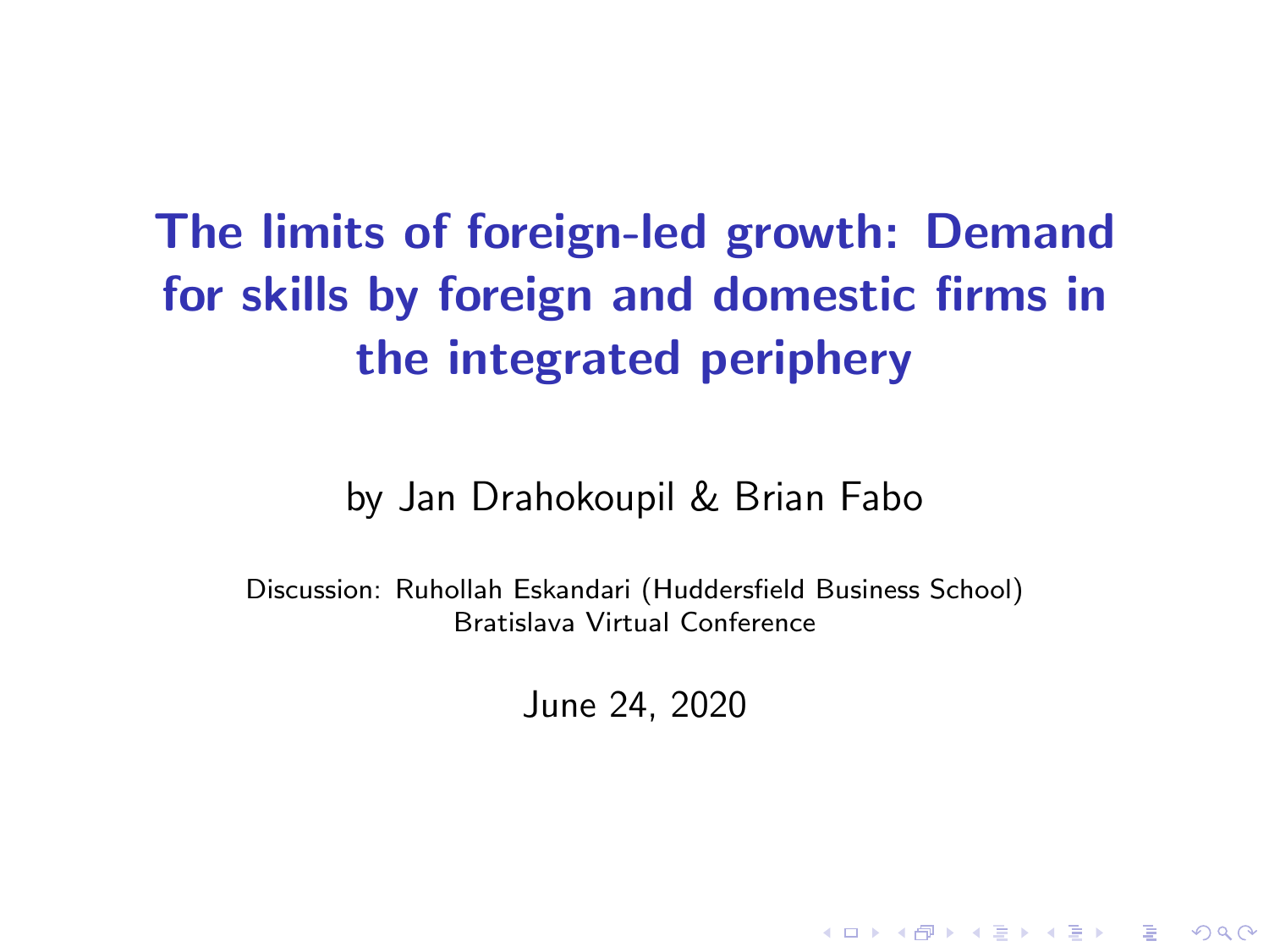# The limits of foreign-led growth: Demand for skills by foreign and domestic firms in the integrated periphery

by Jan Drahokoupil & Brian Fabo

Discussion: Ruhollah Eskandari (Huddersfield Business School)
Bratislava Virtual Conference

June 24, 2020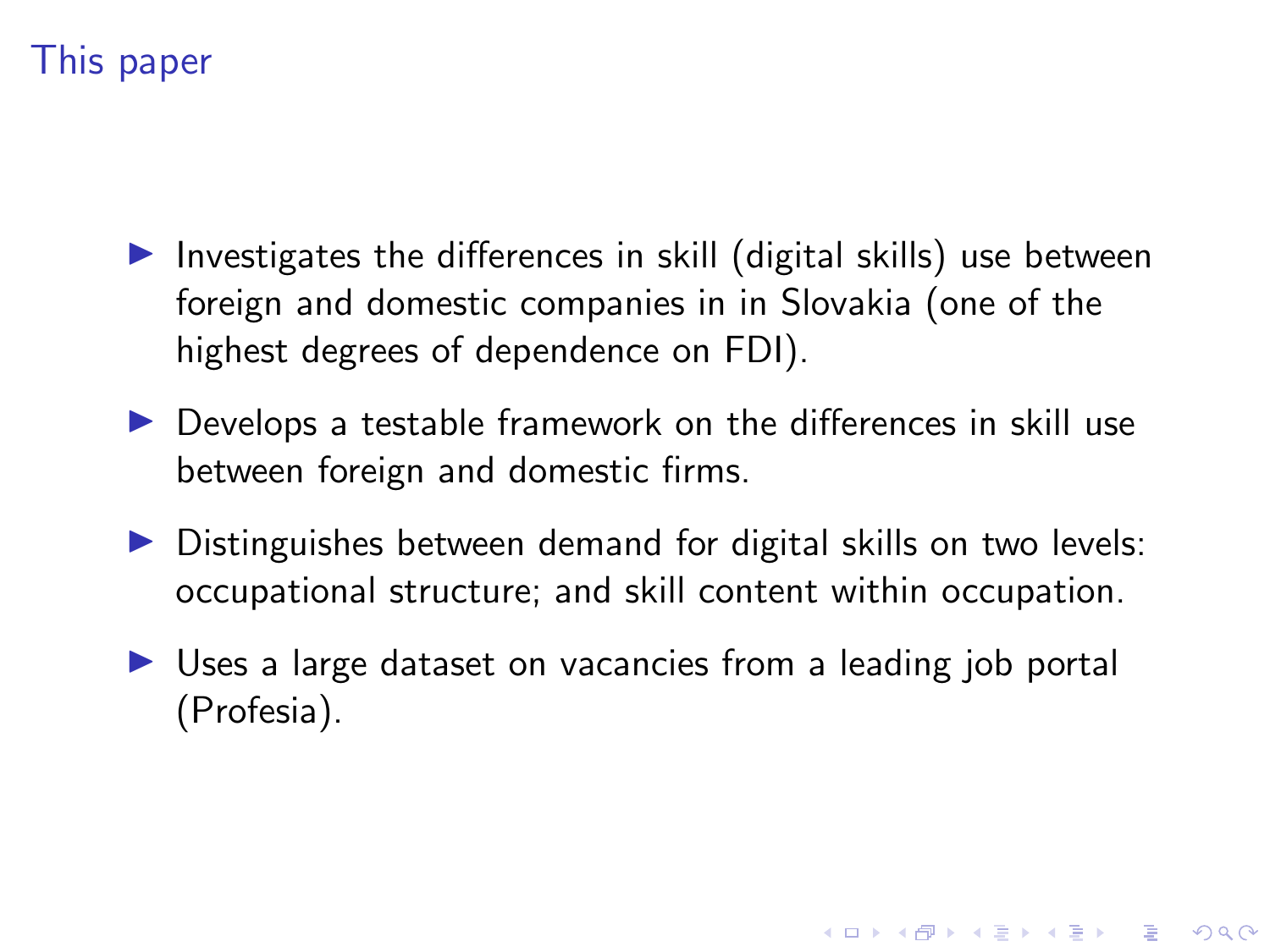## This paper

- Investigates the differences in skill (digital skills) use between foreign and domestic companies in in Slovakia (one of the highest degrees of dependence on FDI).
- Develops a testable framework on the differences in skill use between foreign and domestic firms.
- Distinguishes between demand for digital skills on two levels: occupational structure; and skill content within occupation.
- Uses a large dataset on vacancies from a leading job portal (Profesia).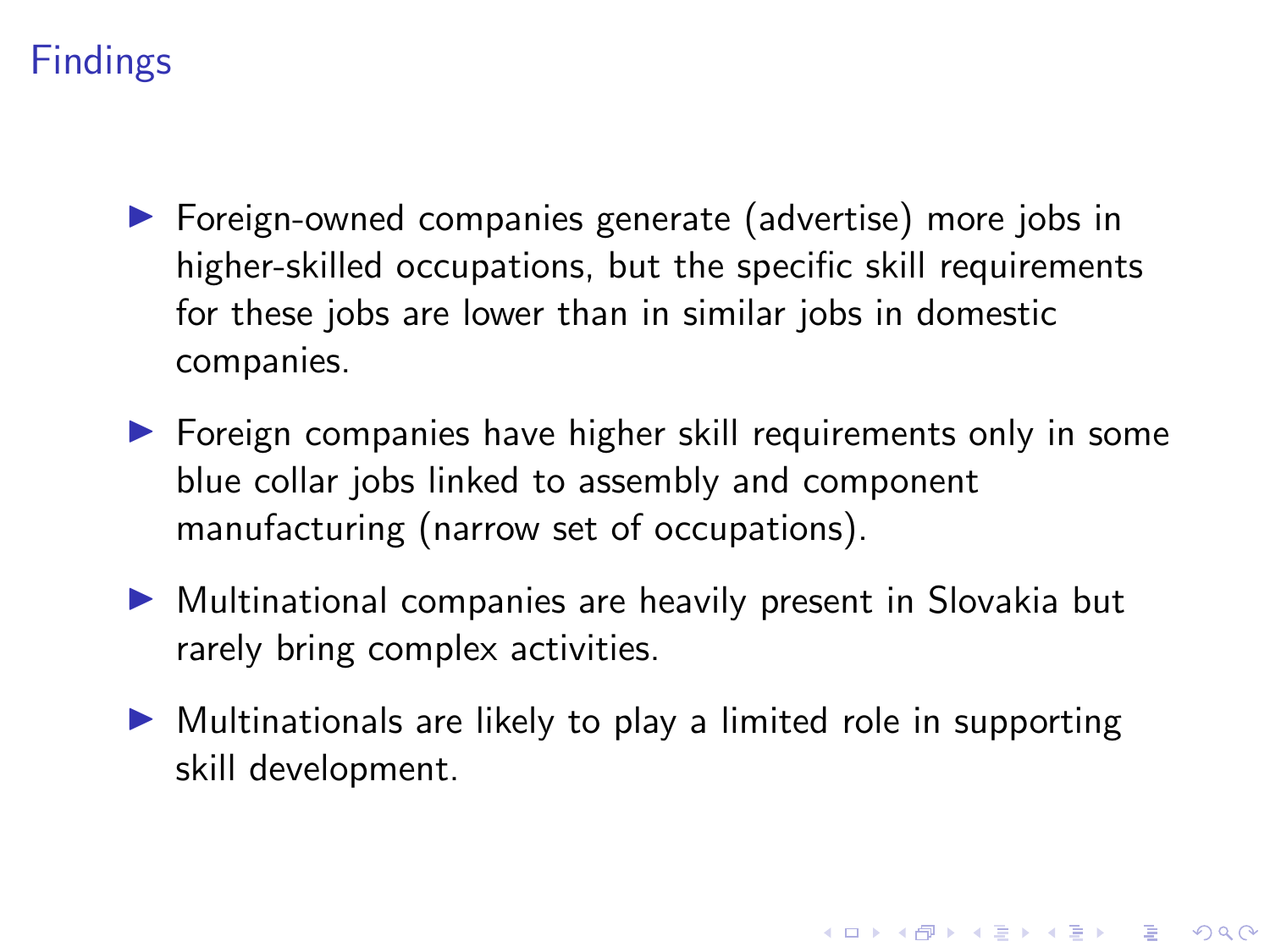# Findings

- Foreign-owned companies generate (advertise) more jobs in higher-skilled occupations, but the specific skill requirements for these jobs are lower than in similar jobs in domestic companies.
- Foreign companies have higher skill requirements only in some blue collar jobs linked to assembly and component manufacturing (narrow set of occupations).
- Multinational companies are heavily present in Slovakia but rarely bring complex activities.
- Multinationals are likely to play a limited role in supporting skill development.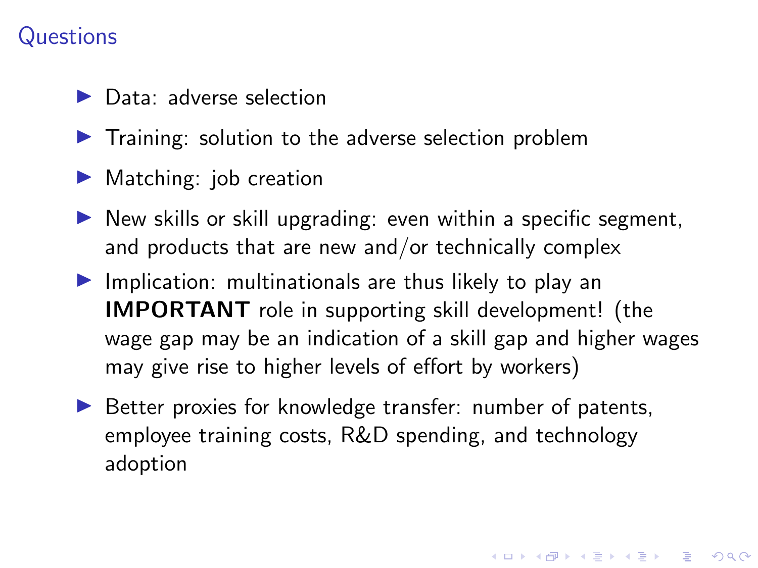## Questions

- Data: adverse selection
- Training: solution to the adverse selection problem
- Matching: job creation
- New skills or skill upgrading: even within a specific segment, and products that are new and/or technically complex
- Implication: multinationals are thus likely to play an **IMPORTANT** role in supporting skill development! (the wage gap may be an indication of a skill gap and higher wages may give rise to higher levels of effort by workers)
- Better proxies for knowledge transfer: number of patents, employee training costs, R&D spending, and technology adoption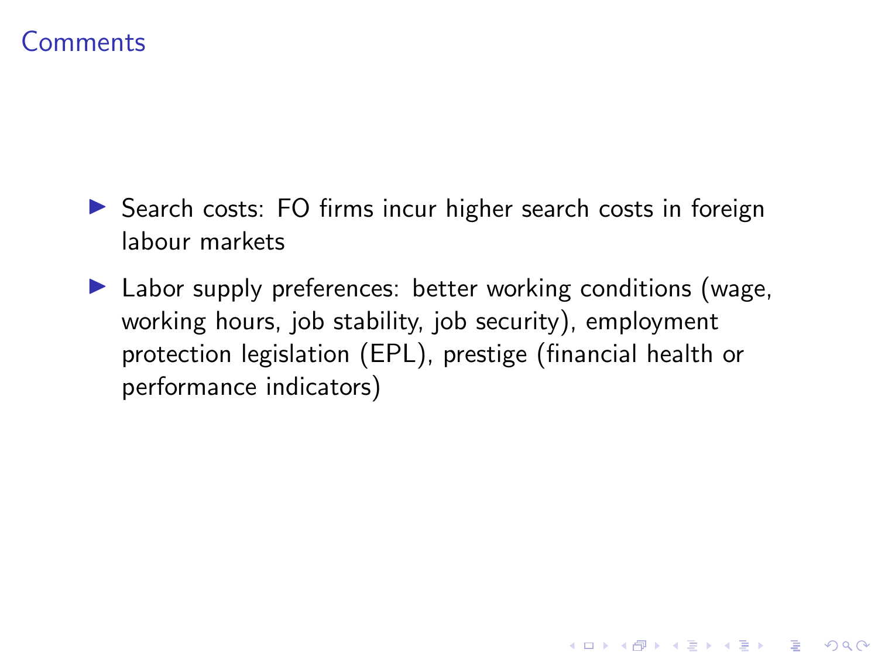## Comments

- Search costs: FO firms incur higher search costs in foreign labour markets
- Labor supply preferences: better working conditions (wage, working hours, job stability, job security), employment protection legislation (EPL), prestige (financial health or performance indicators)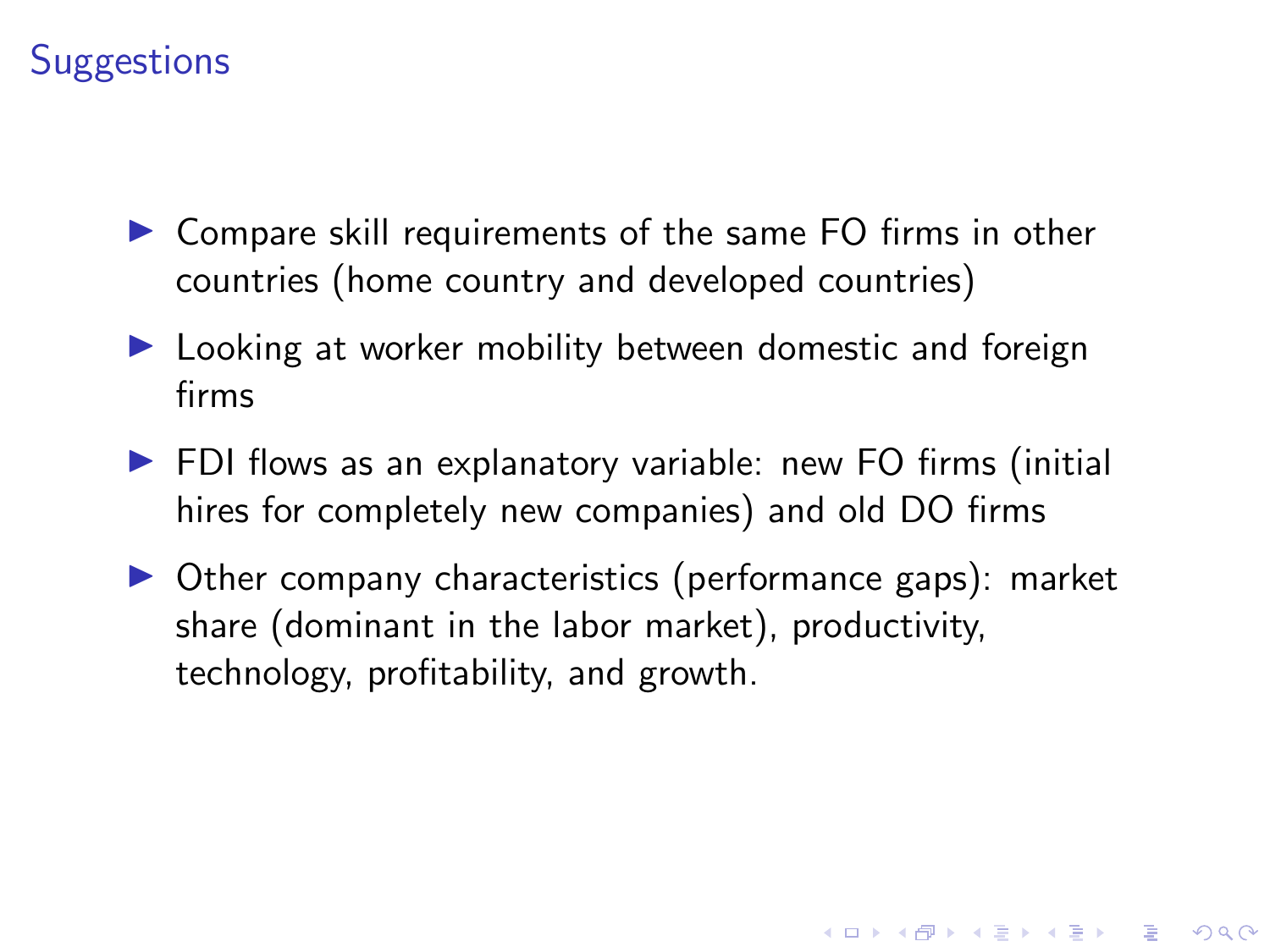# Suggestions

- Compare skill requirements of the same FO firms in other countries (home country and developed countries)
- Looking at worker mobility between domestic and foreign firms
- FDI flows as an explanatory variable: new FO firms (initial hires for completely new companies) and old DO firms
- Other company characteristics (performance gaps): market share (dominant in the labor market), productivity, technology, profitability, and growth.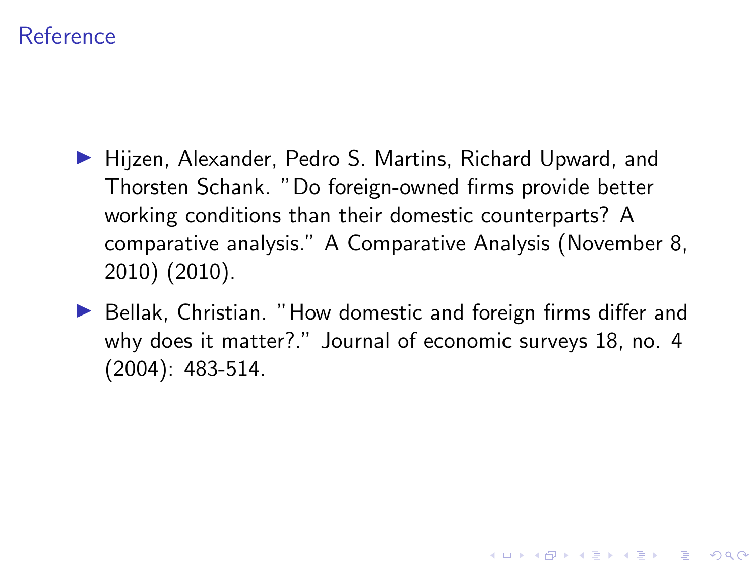# Reference

- Hijzen, Alexander, Pedro S. Martins, Richard Upward, and Thorsten Schank. "Do foreign-owned firms provide better working conditions than their domestic counterparts? A comparative analysis." A Comparative Analysis (November 8, 2010) (2010).
- Bellak, Christian. "How domestic and foreign firms differ and why does it matter?." Journal of economic surveys 18, no. 4 (2004): 483-514.